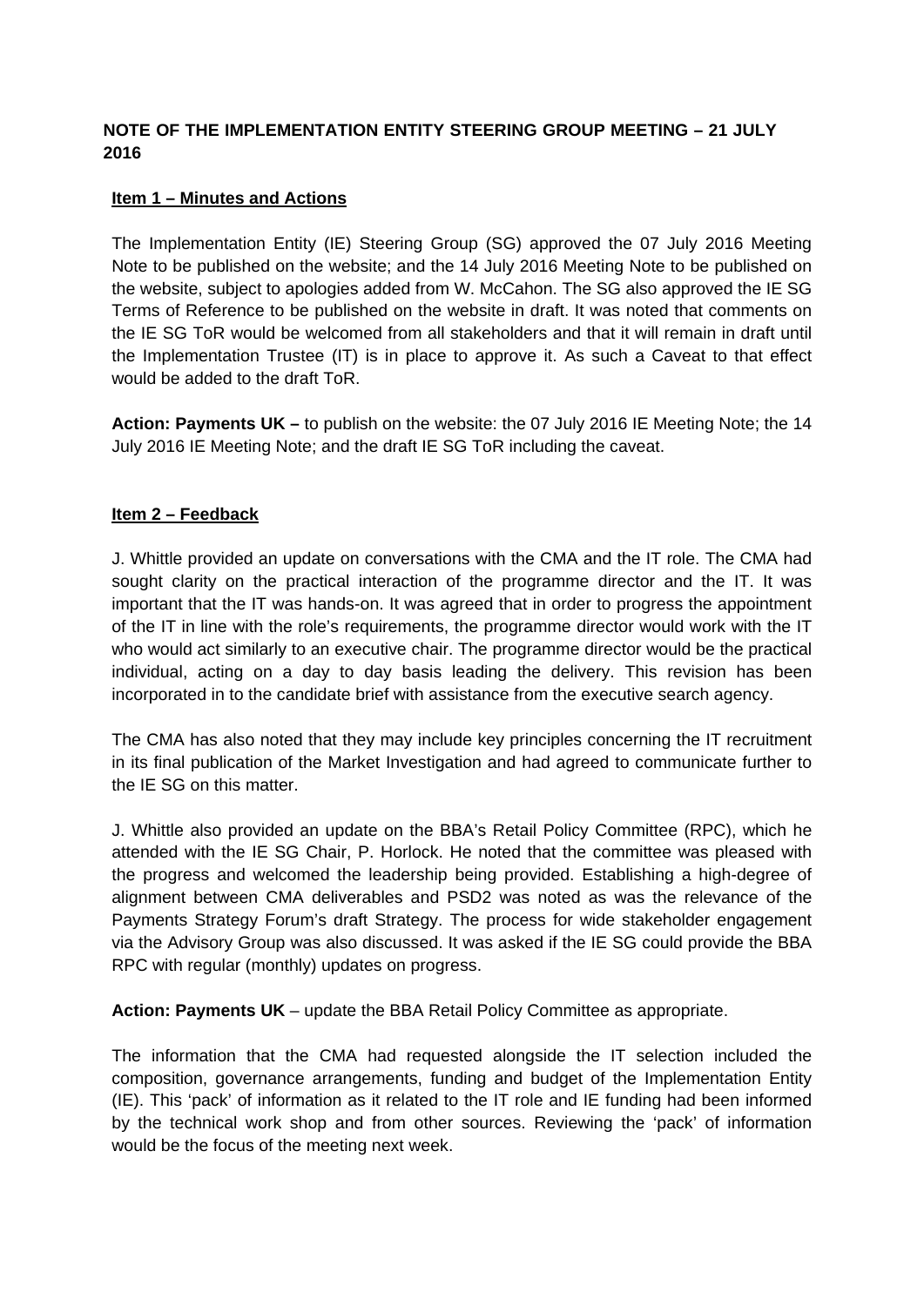## NOTE OF THE IMPLEMENTATION ENTITY STEERING GROUP MEETING – 21 JULY 2016

**Item 1 – Minutes and Actions**

The Implementation Entity (IE) Steering Group (SG) approved the 07 July 2016 Meeting Note to be published on the website; and the 14 July 2016 Meeting Note to be published on the website, subject to apologies added from W. McCahon. The SG also approved the IE SG Terms of Reference to be published on the website in draft. It was noted that comments on the IE SG ToR would be welcomed from all stakeholders and that it will remain in draft until the Implementation Trustee (IT) is in place to approve it. As such a Caveat to that effect would be added to the draft ToR.

**Action: Payments UK –** to publish on the website: the 07 July 2016 IE Meeting Note; the 14 July 2016 IE Meeting Note; and the draft IE SG ToR including the caveat.

**Item 2 – Feedback**

J. Whittle provided an update on conversations with the CMA and the IT role. The CMA had sought clarity on the practical interaction of the programme director and the IT. It was important that the IT was hands-on. It was agreed that in order to progress the appointment of the IT in line with the role's requirements, the programme director would work with the IT who would act similarly to an executive chair. The programme director would be the practical individual, acting on a day to day basis leading the delivery. This revision has been incorporated in to the candidate brief with assistance from the executive search agency.

The CMA has also noted that they may include key principles concerning the IT recruitment in its final publication of the Market Investigation and had agreed to communicate further to the IE SG on this matter.

J. Whittle also provided an update on the BBA's Retail Policy Committee (RPC), which he attended with the IE SG Chair, P. Horlock. He noted that the committee was pleased with the progress and welcomed the leadership being provided. Establishing a high-degree of alignment between CMA deliverables and PSD2 was noted as was the relevance of the Payments Strategy Forum's draft Strategy. The process for wide stakeholder engagement via the Advisory Group was also discussed. It was asked if the IE SG could provide the BBA RPC with regular (monthly) updates on progress.

**Action: Payments UK** – update the BBA Retail Policy Committee as appropriate.

The information that the CMA had requested alongside the IT selection included the composition, governance arrangements, funding and budget of the Implementation Entity (IE). This 'pack' of information as it related to the IT role and IE funding had been informed by the technical work shop and from other sources. Reviewing the 'pack' of information would be the focus of the meeting next week.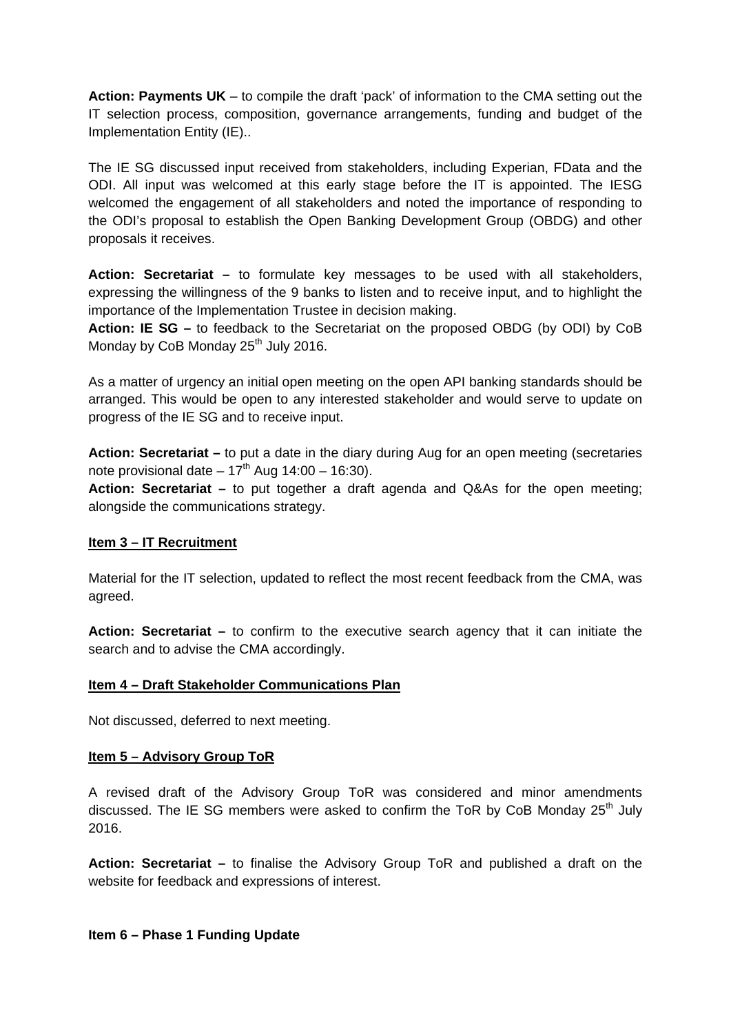**Action: Payments UK** – to compile the draft 'pack' of information to the CMA setting out the IT selection process, composition, governance arrangements, funding and budget of the Implementation Entity (IE)..

The IE SG discussed input received from stakeholders, including Experian, FData and the ODI. All input was welcomed at this early stage before the IT is appointed. The IESG welcomed the engagement of all stakeholders and noted the importance of responding to the ODI's proposal to establish the Open Banking Development Group (OBDG) and other proposals it receives.

**Action: Secretariat –** to formulate key messages to be used with all stakeholders, expressing the willingness of the 9 banks to listen and to receive input, and to highlight the importance of the Implementation Trustee in decision making.
**Action: IE SG –** to feedback to the Secretariat on the proposed OBDG (by ODI) by CoB Monday by CoB Monday 25th July 2016.

As a matter of urgency an initial open meeting on the open API banking standards should be arranged. This would be open to any interested stakeholder and would serve to update on progress of the IE SG and to receive input.

**Action: Secretariat –** to put a date in the diary during Aug for an open meeting (secretaries note provisional date – 17th Aug 14:00 – 16:30).
**Action: Secretariat –** to put together a draft agenda and Q&As for the open meeting; alongside the communications strategy.

**Item 3 – IT Recruitment**

Material for the IT selection, updated to reflect the most recent feedback from the CMA, was agreed.

**Action: Secretariat –** to confirm to the executive search agency that it can initiate the search and to advise the CMA accordingly.

**Item 4 – Draft Stakeholder Communications Plan**

Not discussed, deferred to next meeting.

**Item 5 – Advisory Group ToR**

A revised draft of the Advisory Group ToR was considered and minor amendments discussed. The IE SG members were asked to confirm the ToR by CoB Monday 25th July 2016.

**Action: Secretariat –** to finalise the Advisory Group ToR and published a draft on the website for feedback and expressions of interest.

**Item 6 – Phase 1 Funding Update**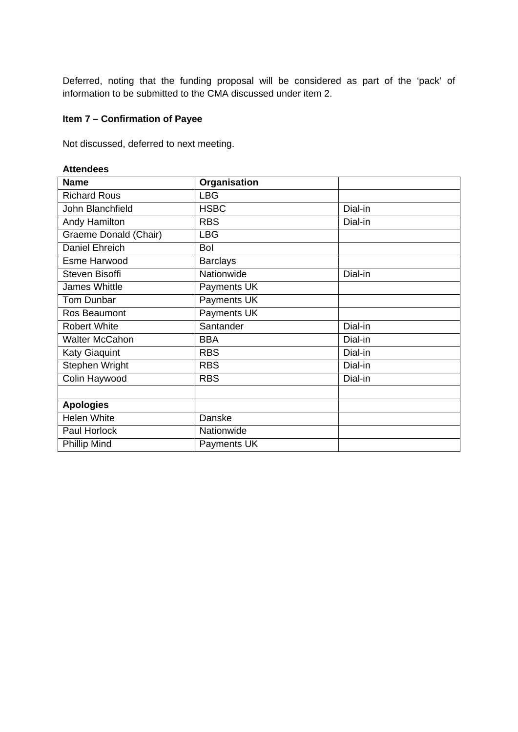Deferred, noting that the funding proposal will be considered as part of the 'pack' of information to be submitted to the CMA discussed under item 2.

**Item 7 – Confirmation of Payee**

Not discussed, deferred to next meeting.

**Attendees**

| **Name** | **Organisation** | |
|---|---|---|
| Richard Rous | LBG | |
| John Blanchfield | HSBC | Dial-in |
| Andy Hamilton | RBS | Dial-in |
| Graeme Donald (Chair) | LBG | |
| Daniel Ehreich | BoI | |
| Esme Harwood | Barclays | |
| Steven Bisoffi | Nationwide | Dial-in |
| James Whittle | Payments UK | |
| Tom Dunbar | Payments UK | |
| Ros Beaumont | Payments UK | |
| Robert White | Santander | Dial-in |
| Walter McCahon | BBA | Dial-in |
| Katy Giaquint | RBS | Dial-in |
| Stephen Wright | RBS | Dial-in |
| Colin Haywood | RBS | Dial-in |
| | | |
| **Apologies** | | |
| Helen White | Danske | |
| Paul Horlock | Nationwide | |
| Phillip Mind | Payments UK | |